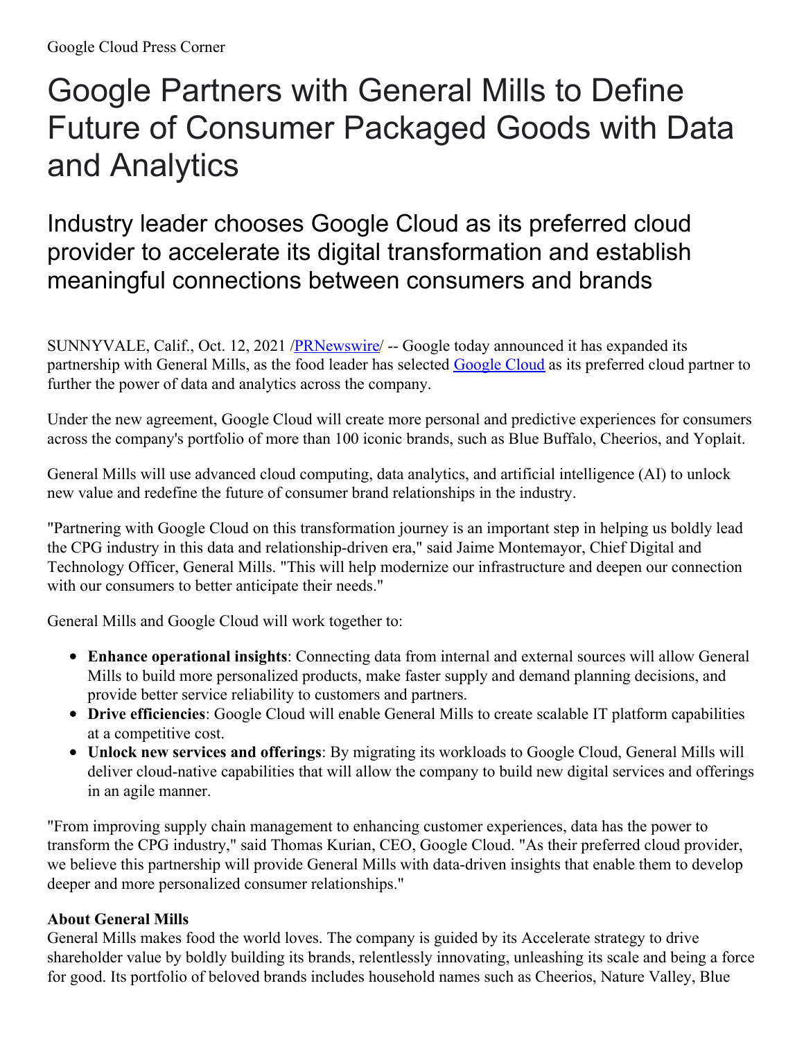Google Cloud Press Corner

# Google Partners with General Mills to Define Future of Consumer Packaged Goods with Data and Analytics

## Industry leader chooses Google Cloud as its preferred cloud provider to accelerate its digital transformation and establish meaningful connections between consumers and brands

SUNNYVALE, Calif., Oct. 12, 2021 /PRNewswire/ -- Google today announced it has expanded its partnership with General Mills, as the food leader has selected Google Cloud as its preferred cloud partner to further the power of data and analytics across the company.

Under the new agreement, Google Cloud will create more personal and predictive experiences for consumers across the company's portfolio of more than 100 iconic brands, such as Blue Buffalo, Cheerios, and Yoplait.

General Mills will use advanced cloud computing, data analytics, and artificial intelligence (AI) to unlock new value and redefine the future of consumer brand relationships in the industry.

"Partnering with Google Cloud on this transformation journey is an important step in helping us boldly lead the CPG industry in this data and relationship-driven era," said Jaime Montemayor, Chief Digital and Technology Officer, General Mills. "This will help modernize our infrastructure and deepen our connection with our consumers to better anticipate their needs."

General Mills and Google Cloud will work together to:

- **Enhance operational insights**: Connecting data from internal and external sources will allow General Mills to build more personalized products, make faster supply and demand planning decisions, and provide better service reliability to customers and partners.
- **Drive efficiencies**: Google Cloud will enable General Mills to create scalable IT platform capabilities at a competitive cost.
- **Unlock new services and offerings**: By migrating its workloads to Google Cloud, General Mills will deliver cloud-native capabilities that will allow the company to build new digital services and offerings in an agile manner.

"From improving supply chain management to enhancing customer experiences, data has the power to transform the CPG industry," said Thomas Kurian, CEO, Google Cloud. "As their preferred cloud provider, we believe this partnership will provide General Mills with data-driven insights that enable them to develop deeper and more personalized consumer relationships."

**About General Mills**

General Mills makes food the world loves. The company is guided by its Accelerate strategy to drive shareholder value by boldly building its brands, relentlessly innovating, unleashing its scale and being a force for good. Its portfolio of beloved brands includes household names such as Cheerios, Nature Valley, Blue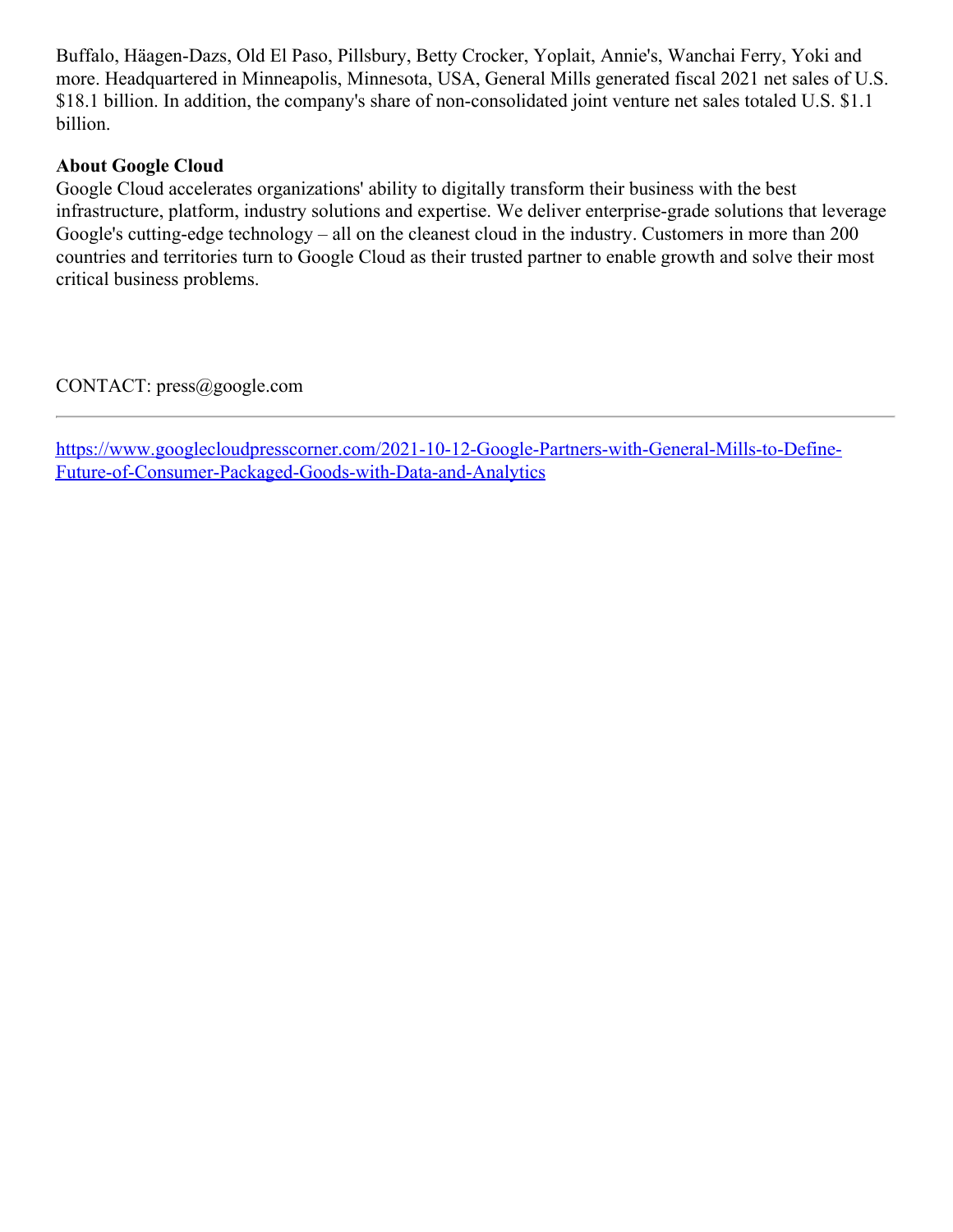Buffalo, Häagen-Dazs, Old El Paso, Pillsbury, Betty Crocker, Yoplait, Annie's, Wanchai Ferry, Yoki and more. Headquartered in Minneapolis, Minnesota, USA, General Mills generated fiscal 2021 net sales of U.S. $18.1 billion. In addition, the company's share of non-consolidated joint venture net sales totaled U.S. $1.1 billion.

**About Google Cloud**

Google Cloud accelerates organizations' ability to digitally transform their business with the best infrastructure, platform, industry solutions and expertise. We deliver enterprise-grade solutions that leverage Google's cutting-edge technology – all on the cleanest cloud in the industry. Customers in more than 200 countries and territories turn to Google Cloud as their trusted partner to enable growth and solve their most critical business problems.

CONTACT: press@google.com

---

https://www.googlecloudpresscorner.com/2021-10-12-Google-Partners-with-General-Mills-to-Define-Future-of-Consumer-Packaged-Goods-with-Data-and-Analytics